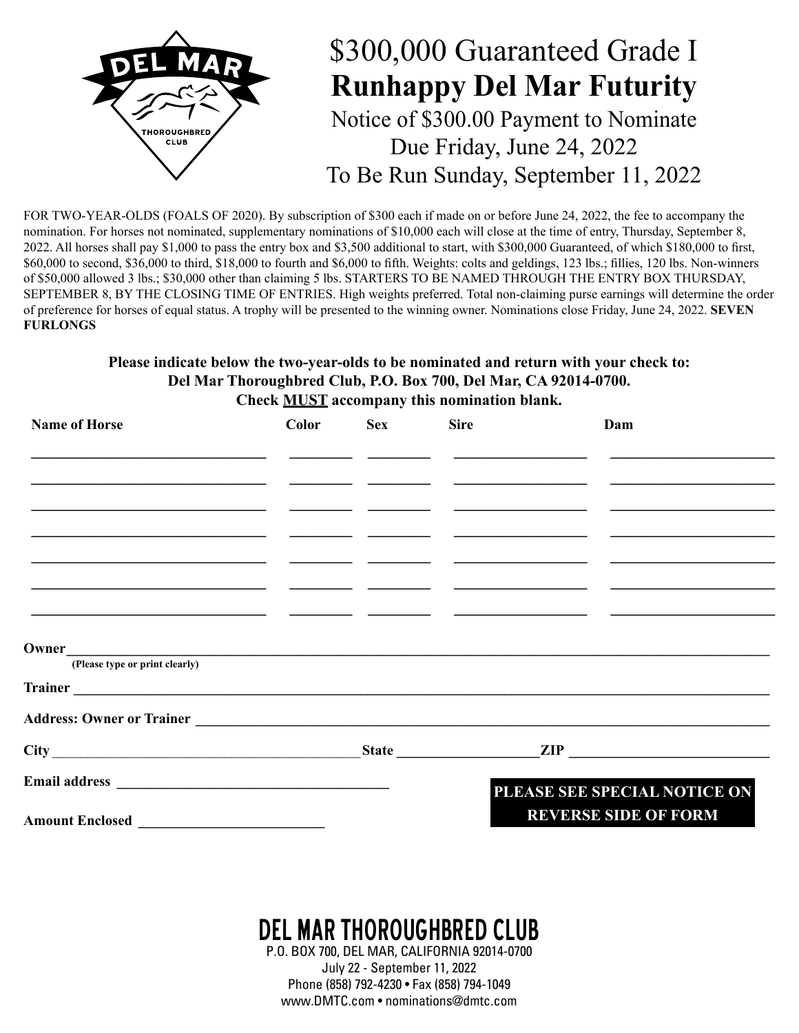DEL MAR THOROUGHBRED CLUB

# $300,000 Guaranteed Grade I
# **Runhappy Del Mar Futurity**

Notice of $300.00 Payment to Nominate
Due Friday, June 24, 2022
To Be Run Sunday, September 11, 2022

FOR TWO-YEAR-OLDS (FOALS OF 2020). By subscription of $300 each if made on or before June 24, 2022, the fee to accompany the nomination. For horses not nominated, supplementary nominations of $10,000 each will close at the time of entry, Thursday, September 8, 2022. All horses shall pay $1,000 to pass the entry box and $3,500 additional to start, with $300,000 Guaranteed, of which $180,000 to first, $60,000 to second, $36,000 to third, $18,000 to fourth and $6,000 to fifth. Weights: colts and geldings, 123 lbs.; fillies, 120 lbs. Non-winners of $50,000 allowed 3 lbs.; $30,000 other than claiming 5 lbs. STARTERS TO BE NAMED THROUGH THE ENTRY BOX THURSDAY, SEPTEMBER 8, BY THE CLOSING TIME OF ENTRIES. High weights preferred. Total non-claiming purse earnings will determine the order of preference for horses of equal status. A trophy will be presented to the winning owner. Nominations close Friday, June 24, 2022. **SEVEN FURLONGS**

**Please indicate below the two-year-olds to be nominated and return with your check to:**
**Del Mar Thoroughbred Club, P.O. Box 700, Del Mar, CA 92014-0700.**
**Check MUST accompany this nomination blank.**

| Name of Horse | Color | Sex | Sire | Dam |
|---|---|---|---|---|
| | | | | |
| | | | | |
| | | | | |
| | | | | |
| | | | | |
| | | | | |
| | | | | |

**Owner** ____________________________________________
(Please type or print clearly)

**Trainer** ____________________________________________

**Address: Owner or Trainer** ____________________________________________

**City** ______________________ **State** ______________ **ZIP** ______________

**Email address** ______________________________

**Amount Enclosed** ____________________

**PLEASE SEE SPECIAL NOTICE ON REVERSE SIDE OF FORM**

**DEL MAR THOROUGHBRED CLUB**
P.O. BOX 700, DEL MAR, CALIFORNIA 92014-0700
July 22 - September 11, 2022
Phone (858) 792-4230 • Fax (858) 794-1049
www.DMTC.com • nominations@dmtc.com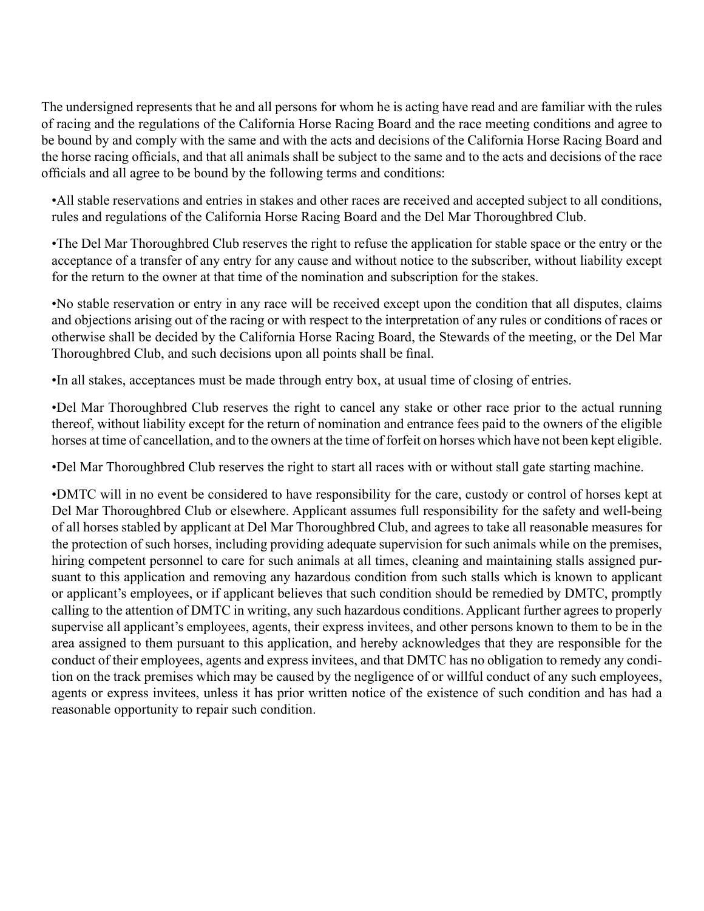The undersigned represents that he and all persons for whom he is acting have read and are familiar with the rules of racing and the regulations of the California Horse Racing Board and the race meeting conditions and agree to be bound by and comply with the same and with the acts and decisions of the California Horse Racing Board and the horse racing officials, and that all animals shall be subject to the same and to the acts and decisions of the race officials and all agree to be bound by the following terms and conditions:

•All stable reservations and entries in stakes and other races are received and accepted subject to all conditions, rules and regulations of the California Horse Racing Board and the Del Mar Thoroughbred Club.

•The Del Mar Thoroughbred Club reserves the right to refuse the application for stable space or the entry or the acceptance of a transfer of any entry for any cause and without notice to the subscriber, without liability except for the return to the owner at that time of the nomination and subscription for the stakes.

•No stable reservation or entry in any race will be received except upon the condition that all disputes, claims and objections arising out of the racing or with respect to the interpretation of any rules or conditions of races or otherwise shall be decided by the California Horse Racing Board, the Stewards of the meeting, or the Del Mar Thoroughbred Club, and such decisions upon all points shall be final.

•In all stakes, acceptances must be made through entry box, at usual time of closing of entries.

•Del Mar Thoroughbred Club reserves the right to cancel any stake or other race prior to the actual running thereof, without liability except for the return of nomination and entrance fees paid to the owners of the eligible horses at time of cancellation, and to the owners at the time of forfeit on horses which have not been kept eligible.

•Del Mar Thoroughbred Club reserves the right to start all races with or without stall gate starting machine.

•DMTC will in no event be considered to have responsibility for the care, custody or control of horses kept at Del Mar Thoroughbred Club or elsewhere. Applicant assumes full responsibility for the safety and well-being of all horses stabled by applicant at Del Mar Thoroughbred Club, and agrees to take all reasonable measures for the protection of such horses, including providing adequate supervision for such animals while on the premises, hiring competent personnel to care for such animals at all times, cleaning and maintaining stalls assigned pursuant to this application and removing any hazardous condition from such stalls which is known to applicant or applicant's employees, or if applicant believes that such condition should be remedied by DMTC, promptly calling to the attention of DMTC in writing, any such hazardous conditions. Applicant further agrees to properly supervise all applicant's employees, agents, their express invitees, and other persons known to them to be in the area assigned to them pursuant to this application, and hereby acknowledges that they are responsible for the conduct of their employees, agents and express invitees, and that DMTC has no obligation to remedy any condition on the track premises which may be caused by the negligence of or willful conduct of any such employees, agents or express invitees, unless it has prior written notice of the existence of such condition and has had a reasonable opportunity to repair such condition.